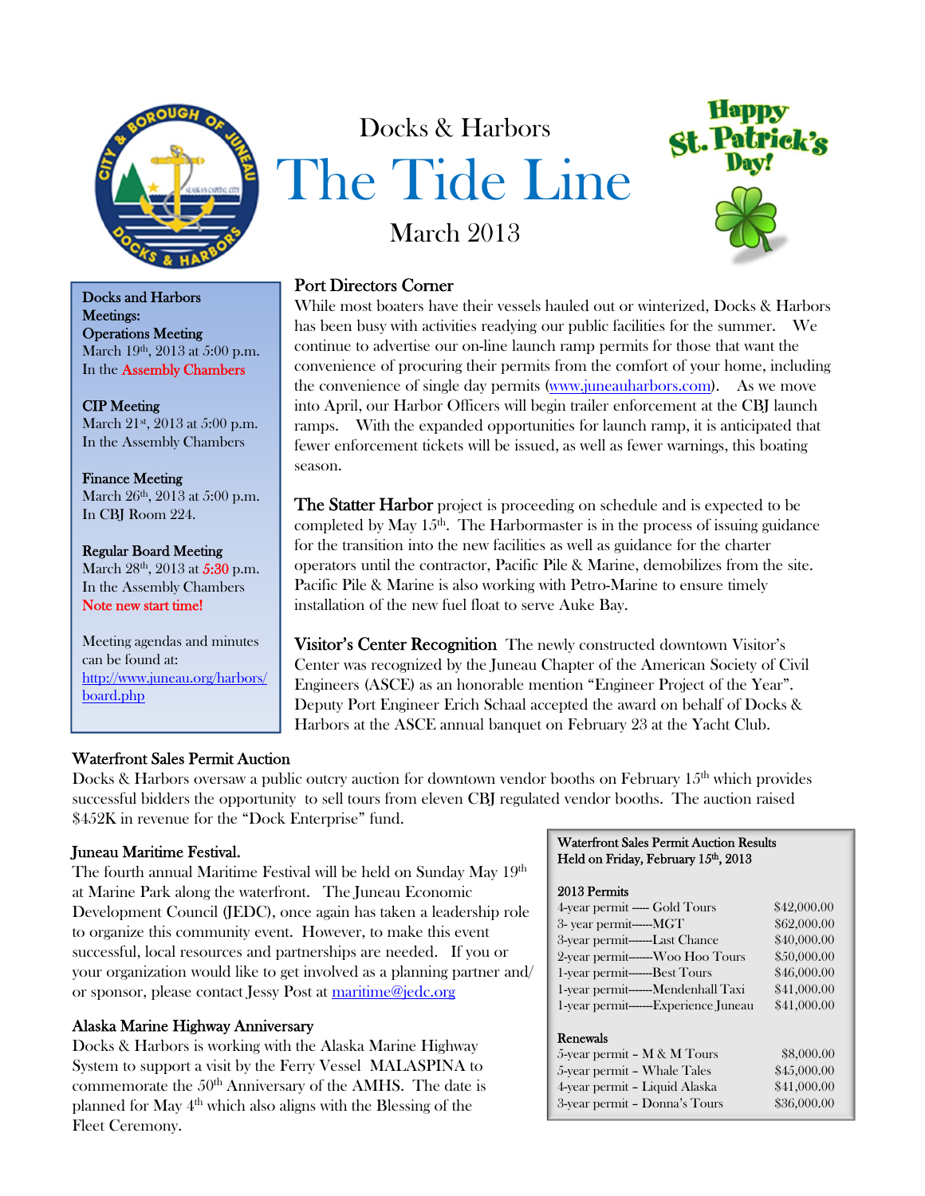Docs & Harbors

# The Tide Line

March 2013

Happy St. Patrick's Day!

**Docks and Harbors Meetings:**

**Operations Meeting**
March 19th, 2013 at 5:00 p.m.
In the Assembly Chambers

**CIP Meeting**
March 21st, 2013 at 5:00 p.m.
In the Assembly Chambers

**Finance Meeting**
March 26th, 2013 at 5:00 p.m.
In CBJ Room 224.

**Regular Board Meeting**
March 28th, 2013 at 5:30 p.m.
In the Assembly Chambers
Note new start time!

Meeting agendas and minutes can be found at: http://www.juneau.org/harbors/board.php

## Port Directors Corner

While most boaters have their vessels hauled out or winterized, Docks & Harbors has been busy with activities readying our public facilities for the summer. We continue to advertise our on-line launch ramp permits for those that want the convenience of procuring their permits from the comfort of your home, including the convenience of single day permits (www.juneauharbors.com). As we move into April, our Harbor Officers will begin trailer enforcement at the CBJ launch ramps. With the expanded opportunities for launch ramp, it is anticipated that fewer enforcement tickets will be issued, as well as fewer warnings, this boating season.

**The Statter Harbor** project is proceeding on schedule and is expected to be completed by May 15th. The Harbormaster is in the process of issuing guidance for the transition into the new facilities as well as guidance for the charter operators until the contractor, Pacific Pile & Marine, demobilizes from the site. Pacific Pile & Marine is also working with Petro-Marine to ensure timely installation of the new fuel float to serve Auke Bay.

**Visitor's Center Recognition** The newly constructed downtown Visitor's Center was recognized by the Juneau Chapter of the American Society of Civil Engineers (ASCE) as an honorable mention "Engineer Project of the Year". Deputy Port Engineer Erich Schaal accepted the award on behalf of Docks & Harbors at the ASCE annual banquet on February 23 at the Yacht Club.

## Waterfront Sales Permit Auction

Docks & Harbors oversaw a public outcry auction for downtown vendor booths on February 15th which provides successful bidders the opportunity to sell tours from eleven CBJ regulated vendor booths. The auction raised $452K in revenue for the "Dock Enterprise" fund.

**Waterfront Sales Permit Auction Results**
**Held on Friday, February 15th, 2013**

| 2013 Permits | |
|---|---|
| 4-year permit ---- Gold Tours | $42,000.00 |
| 3- year permit-----MGT | $62,000.00 |
| 3-year permit------Last Chance | $40,000.00 |
| 2-year permit------Woo Hoo Tours | $50,000.00 |
| 1-year permit------Best Tours | $46,000.00 |
| 1-year permit------Mendenhall Taxi | $41,000.00 |
| 1-year permit------Experience Juneau | $41,000.00 |
| **Renewals** | |
| 5-year permit – M & M Tours | $8,000.00 |
| 5-year permit – Whale Tales | $45,000.00 |
| 4-year permit – Liquid Alaska | $41,000.00 |
| 3-year permit – Donna's Tours | $36,000.00 |

## Juneau Maritime Festival.

The fourth annual Maritime Festival will be held on Sunday May 19th at Marine Park along the waterfront. The Juneau Economic Development Council (JEDC), once again has taken a leadership role to organize this community event. However, to make this event successful, local resources and partnerships are needed. If you or your organization would like to get involved as a planning partner and/or sponsor, please contact Jessy Post at maritime@jedc.org

## Alaska Marine Highway Anniversary

Docks & Harbors is working with the Alaska Marine Highway System to support a visit by the Ferry Vessel MALASPINA to commemorate the 50th Anniversary of the AMHS. The date is planned for May 4th which also aligns with the Blessing of the Fleet Ceremony.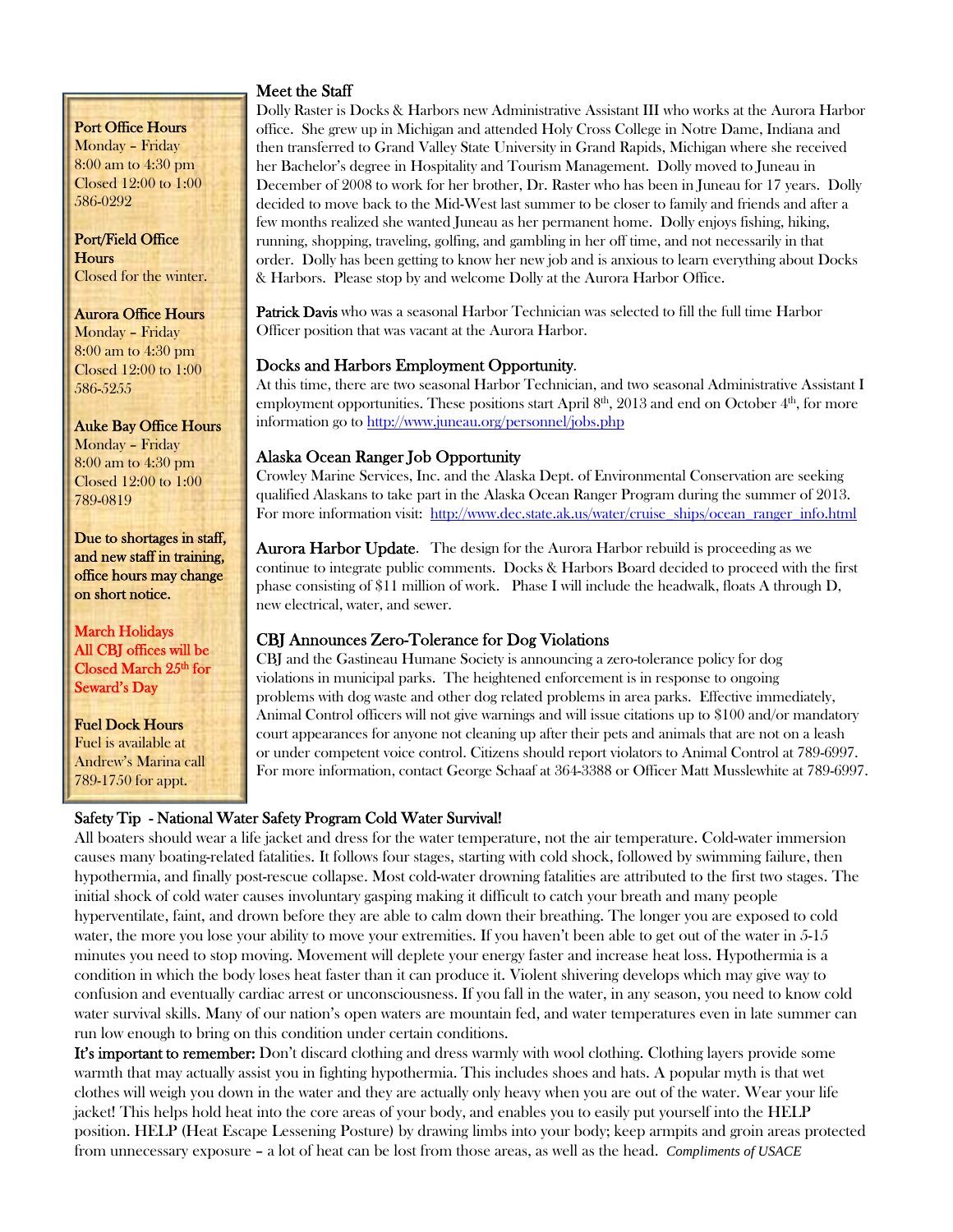**Port Office Hours**
Monday – Friday
8:00 am to 4:30 pm
Closed 12:00 to 1:00
586-0292

**Port/Field Office Hours**
Closed for the winter.

**Aurora Office Hours**
Monday – Friday
8:00 am to 4:30 pm
Closed 12:00 to 1:00
586-5255

**Auke Bay Office Hours**
Monday – Friday
8:00 am to 4:30 pm
Closed 12:00 to 1:00
789-0819

**Due to shortages in staff, and new staff in training, office hours may change on short notice.**

**March Holidays**
**All CBJ offices will be Closed March 25th for Seward's Day**

**Fuel Dock Hours**
Fuel is available at Andrew's Marina call 789-1750 for appt.

## Meet the Staff

Dolly Raster is Docks & Harbors new Administrative Assistant III who works at the Aurora Harbor office. She grew up in Michigan and attended Holy Cross College in Notre Dame, Indiana and then transferred to Grand Valley State University in Grand Rapids, Michigan where she received her Bachelor's degree in Hospitality and Tourism Management. Dolly moved to Juneau in December of 2008 to work for her brother, Dr. Raster who has been in Juneau for 17 years. Dolly decided to move back to the Mid-West last summer to be closer to family and friends and after a few months realized she wanted Juneau as her permanent home. Dolly enjoys fishing, hiking, running, shopping, traveling, golfing, and gambling in her off time, and not necessarily in that order. Dolly has been getting to know her new job and is anxious to learn everything about Docks & Harbors. Please stop by and welcome Dolly at the Aurora Harbor Office.

**Patrick Davis** who was a seasonal Harbor Technician was selected to fill the full time Harbor Officer position that was vacant at the Aurora Harbor.

## Docks and Harbors Employment Opportunity.

At this time, there are two seasonal Harbor Technician, and two seasonal Administrative Assistant I employment opportunities. These positions start April 8th, 2013 and end on October 4th, for more information go to http://www.juneau.org/personnel/jobs.php

## Alaska Ocean Ranger Job Opportunity

Crowley Marine Services, Inc. and the Alaska Dept. of Environmental Conservation are seeking qualified Alaskans to take part in the Alaska Ocean Ranger Program during the summer of 2013. For more information visit: http://www.dec.state.ak.us/water/cruise_ships/ocean_ranger_info.html

**Aurora Harbor Update**. The design for the Aurora Harbor rebuild is proceeding as we continue to integrate public comments. Docks & Harbors Board decided to proceed with the first phase consisting of $11 million of work. Phase I will include the headwalk, floats A through D, new electrical, water, and sewer.

## CBJ Announces Zero-Tolerance for Dog Violations

CBJ and the Gastineau Humane Society is announcing a zero-tolerance policy for dog violations in municipal parks. The heightened enforcement is in response to ongoing problems with dog waste and other dog related problems in area parks. Effective immediately, Animal Control officers will not give warnings and will issue citations up to $100 and/or mandatory court appearances for anyone not cleaning up after their pets and animals that are not on a leash or under competent voice control. Citizens should report violators to Animal Control at 789-6997. For more information, contact George Schaaf at 364-3388 or Officer Matt Musslewhite at 789-6997.

## Safety Tip - National Water Safety Program Cold Water Survival!

All boaters should wear a life jacket and dress for the water temperature, not the air temperature. Cold-water immersion causes many boating-related fatalities. It follows four stages, starting with cold shock, followed by swimming failure, then hypothermia, and finally post-rescue collapse. Most cold-water drowning fatalities are attributed to the first two stages. The initial shock of cold water causes involuntary gasping making it difficult to catch your breath and many people hyperventilate, faint, and drown before they are able to calm down their breathing. The longer you are exposed to cold water, the more you lose your ability to move your extremities. If you haven't been able to get out of the water in 5-15 minutes you need to stop moving. Movement will deplete your energy faster and increase heat loss. Hypothermia is a condition in which the body loses heat faster than it can produce it. Violent shivering develops which may give way to confusion and eventually cardiac arrest or unconsciousness. If you fall in the water, in any season, you need to know cold water survival skills. Many of our nation's open waters are mountain fed, and water temperatures even in late summer can run low enough to bring on this condition under certain conditions.

**It's important to remember:** Don't discard clothing and dress warmly with wool clothing. Clothing layers provide some warmth that may actually assist you in fighting hypothermia. This includes shoes and hats. A popular myth is that wet clothes will weigh you down in the water and they are actually only heavy when you are out of the water. Wear your life jacket! This helps hold heat into the core areas of your body, and enables you to easily put yourself into the HELP position. HELP (Heat Escape Lessening Posture) by drawing limbs into your body; keep armpits and groin areas protected from unnecessary exposure – a lot of heat can be lost from those areas, as well as the head. *Compliments of USACE*